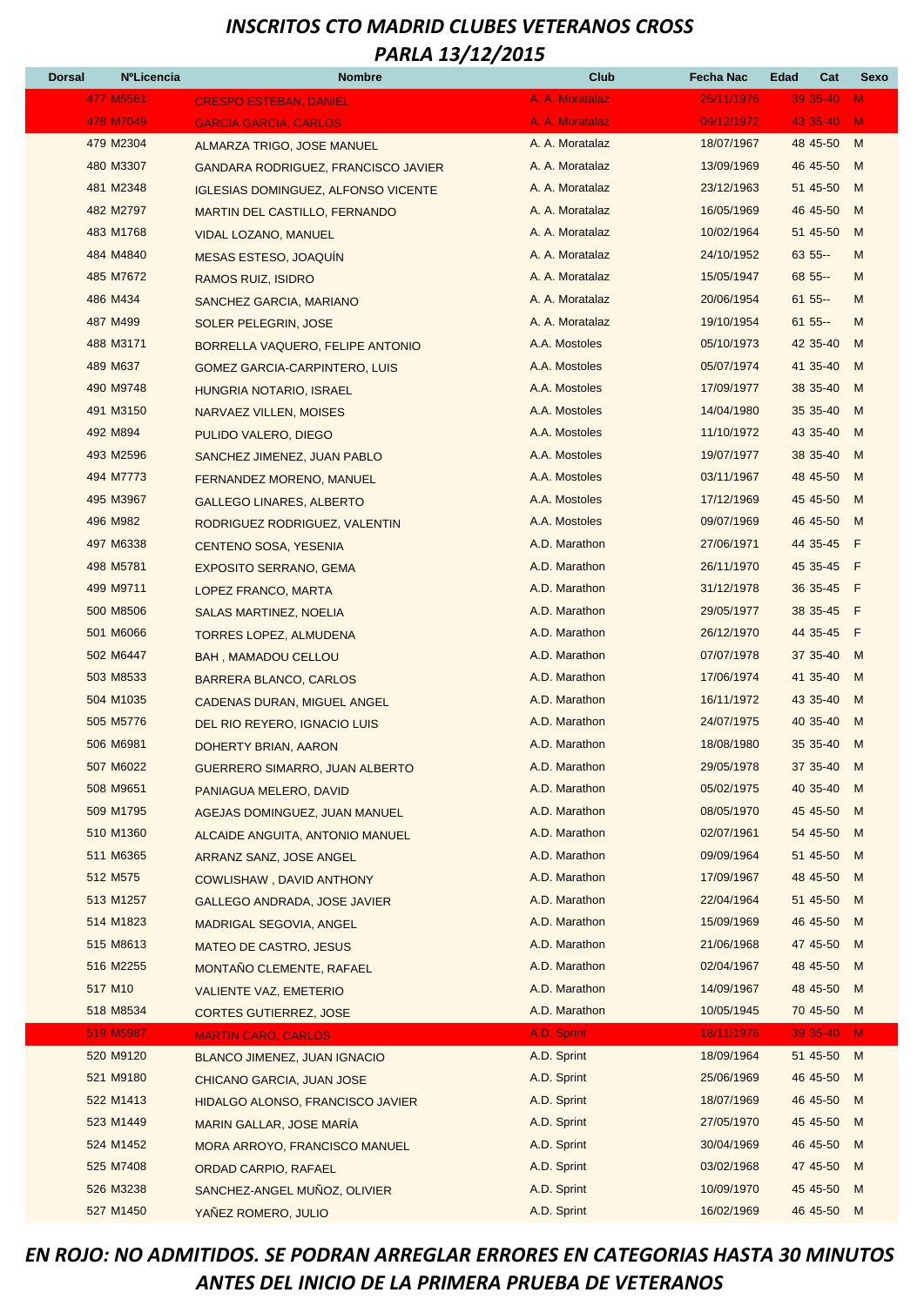# INSCRITOS CTO MADRID CLUBES VETERANOS CROSS

## PARLA 13/12/2015

| Dorsal | NºLicencia | Nombre | Club | Fecha Nac | Edad | Cat | Sexo |
|---|---|---|---|---|---|---|---|
| 477 | M5561 | CRESPO ESTEBAN, DANIEL | A. A. Moratalaz | 25/11/1976 | 39 | 35-40 | M |
| 478 | M7049 | GARCIA GARCIA, CARLOS | A. A. Moratalaz | 09/12/1972 | 43 | 35-40 | M |
| 479 | M2304 | ALMARZA TRIGO, JOSE MANUEL | A. A. Moratalaz | 18/07/1967 | 48 | 45-50 | M |
| 480 | M3307 | GANDARA RODRIGUEZ, FRANCISCO JAVIER | A. A. Moratalaz | 13/09/1969 | 46 | 45-50 | M |
| 481 | M2348 | IGLESIAS DOMINGUEZ, ALFONSO VICENTE | A. A. Moratalaz | 23/12/1963 | 51 | 45-50 | M |
| 482 | M2797 | MARTIN DEL CASTILLO, FERNANDO | A. A. Moratalaz | 16/05/1969 | 46 | 45-50 | M |
| 483 | M1768 | VIDAL LOZANO, MANUEL | A. A. Moratalaz | 10/02/1964 | 51 | 45-50 | M |
| 484 | M4840 | MESAS ESTESO, JOAQUÍN | A. A. Moratalaz | 24/10/1952 | 63 | 55-- | M |
| 485 | M7672 | RAMOS RUIZ, ISIDRO | A. A. Moratalaz | 15/05/1947 | 68 | 55-- | M |
| 486 | M434 | SANCHEZ GARCIA, MARIANO | A. A. Moratalaz | 20/06/1954 | 61 | 55-- | M |
| 487 | M499 | SOLER PELEGRIN, JOSE | A. A. Moratalaz | 19/10/1954 | 61 | 55-- | M |
| 488 | M3171 | BORRELLA VAQUERO, FELIPE ANTONIO | A.A. Mostoles | 05/10/1973 | 42 | 35-40 | M |
| 489 | M637 | GOMEZ GARCIA-CARPINTERO, LUIS | A.A. Mostoles | 05/07/1974 | 41 | 35-40 | M |
| 490 | M9748 | HUNGRIA NOTARIO, ISRAEL | A.A. Mostoles | 17/09/1977 | 38 | 35-40 | M |
| 491 | M3150 | NARVAEZ VILLEN, MOISES | A.A. Mostoles | 14/04/1980 | 35 | 35-40 | M |
| 492 | M894 | PULIDO VALERO, DIEGO | A.A. Mostoles | 11/10/1972 | 43 | 35-40 | M |
| 493 | M2596 | SANCHEZ JIMENEZ, JUAN PABLO | A.A. Mostoles | 19/07/1977 | 38 | 35-40 | M |
| 494 | M7773 | FERNANDEZ MORENO, MANUEL | A.A. Mostoles | 03/11/1967 | 48 | 45-50 | M |
| 495 | M3967 | GALLEGO LINARES, ALBERTO | A.A. Mostoles | 17/12/1969 | 45 | 45-50 | M |
| 496 | M982 | RODRIGUEZ RODRIGUEZ, VALENTIN | A.A. Mostoles | 09/07/1969 | 46 | 45-50 | M |
| 497 | M6338 | CENTENO SOSA, YESENIA | A.D. Marathon | 27/06/1971 | 44 | 35-45 | F |
| 498 | M5781 | EXPOSITO SERRANO, GEMA | A.D. Marathon | 26/11/1970 | 45 | 35-45 | F |
| 499 | M9711 | LOPEZ FRANCO, MARTA | A.D. Marathon | 31/12/1978 | 36 | 35-45 | F |
| 500 | M8506 | SALAS MARTINEZ, NOELIA | A.D. Marathon | 29/05/1977 | 38 | 35-45 | F |
| 501 | M6066 | TORRES LOPEZ, ALMUDENA | A.D. Marathon | 26/12/1970 | 44 | 35-45 | F |
| 502 | M6447 | BAH , MAMADOU CELLOU | A.D. Marathon | 07/07/1978 | 37 | 35-40 | M |
| 503 | M8533 | BARRERA BLANCO, CARLOS | A.D. Marathon | 17/06/1974 | 41 | 35-40 | M |
| 504 | M1035 | CADENAS DURAN, MIGUEL ANGEL | A.D. Marathon | 16/11/1972 | 43 | 35-40 | M |
| 505 | M5776 | DEL RIO REYERO, IGNACIO LUIS | A.D. Marathon | 24/07/1975 | 40 | 35-40 | M |
| 506 | M6981 | DOHERTY BRIAN, AARON | A.D. Marathon | 18/08/1980 | 35 | 35-40 | M |
| 507 | M6022 | GUERRERO SIMARRO, JUAN ALBERTO | A.D. Marathon | 29/05/1978 | 37 | 35-40 | M |
| 508 | M9651 | PANIAGUA MELERO, DAVID | A.D. Marathon | 05/02/1975 | 40 | 35-40 | M |
| 509 | M1795 | AGEJAS DOMINGUEZ, JUAN MANUEL | A.D. Marathon | 08/05/1970 | 45 | 45-50 | M |
| 510 | M1360 | ALCAIDE ANGUITA, ANTONIO MANUEL | A.D. Marathon | 02/07/1961 | 54 | 45-50 | M |
| 511 | M6365 | ARRANZ SANZ, JOSE ANGEL | A.D. Marathon | 09/09/1964 | 51 | 45-50 | M |
| 512 | M575 | COWLISHAW , DAVID ANTHONY | A.D. Marathon | 17/09/1967 | 48 | 45-50 | M |
| 513 | M1257 | GALLEGO ANDRADA, JOSE JAVIER | A.D. Marathon | 22/04/1964 | 51 | 45-50 | M |
| 514 | M1823 | MADRIGAL SEGOVIA, ANGEL | A.D. Marathon | 15/09/1969 | 46 | 45-50 | M |
| 515 | M8613 | MATEO DE CASTRO, JESUS | A.D. Marathon | 21/06/1968 | 47 | 45-50 | M |
| 516 | M2255 | MONTAÑO CLEMENTE, RAFAEL | A.D. Marathon | 02/04/1967 | 48 | 45-50 | M |
| 517 | M10 | VALIENTE VAZ, EMETERIO | A.D. Marathon | 14/09/1967 | 48 | 45-50 | M |
| 518 | M8534 | CORTES GUTIERREZ, JOSE | A.D. Marathon | 10/05/1945 | 70 | 45-50 | M |
| 519 | M5987 | MARTIN CARO, CARLOS | A.D. Sprint | 18/11/1976 | 39 | 35-40 | M |
| 520 | M9120 | BLANCO JIMENEZ, JUAN IGNACIO | A.D. Sprint | 18/09/1964 | 51 | 45-50 | M |
| 521 | M9180 | CHICANO GARCIA, JUAN JOSE | A.D. Sprint | 25/06/1969 | 46 | 45-50 | M |
| 522 | M1413 | HIDALGO ALONSO, FRANCISCO JAVIER | A.D. Sprint | 18/07/1969 | 46 | 45-50 | M |
| 523 | M1449 | MARIN GALLAR, JOSE MARÍA | A.D. Sprint | 27/05/1970 | 45 | 45-50 | M |
| 524 | M1452 | MORA ARROYO, FRANCISCO MANUEL | A.D. Sprint | 30/04/1969 | 46 | 45-50 | M |
| 525 | M7408 | ORDAD CARPIO, RAFAEL | A.D. Sprint | 03/02/1968 | 47 | 45-50 | M |
| 526 | M3238 | SANCHEZ-ANGEL MUÑOZ, OLIVIER | A.D. Sprint | 10/09/1970 | 45 | 45-50 | M |
| 527 | M1450 | YAÑEZ ROMERO, JULIO | A.D. Sprint | 16/02/1969 | 46 | 45-50 | M |

*EN ROJO: NO ADMITIDOS. SE PODRAN ARREGLAR ERRORES EN CATEGORIAS HASTA 30 MINUTOS ANTES DEL INICIO DE LA PRIMERA PRUEBA DE VETERANOS*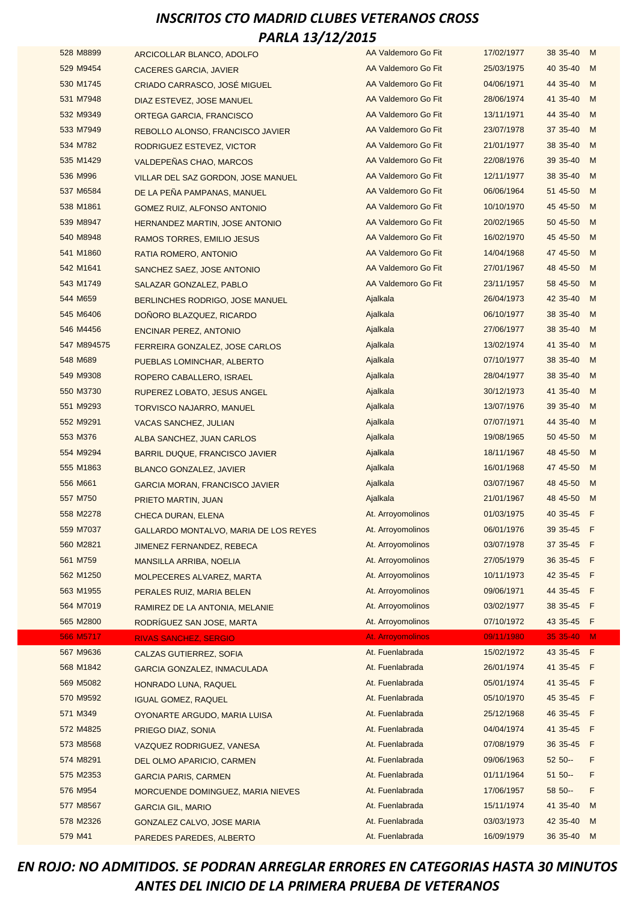# INSCRITOS CTO MADRID CLUBES VETERANOS CROSS
## PARLA 13/12/2015

| | | | | | | | |
|---|---|---|---|---|---|---|---|
| 528 | M8899 | ARCICOLLAR BLANCO, ADOLFO | AA Valdemoro Go Fit | 17/02/1977 | 38 | 35-40 | M |
| 529 | M9454 | CACERES GARCIA, JAVIER | AA Valdemoro Go Fit | 25/03/1975 | 40 | 35-40 | M |
| 530 | M1745 | CRIADO CARRASCO, JOSÉ MIGUEL | AA Valdemoro Go Fit | 04/06/1971 | 44 | 35-40 | M |
| 531 | M7948 | DIAZ ESTEVEZ, JOSE MANUEL | AA Valdemoro Go Fit | 28/06/1974 | 41 | 35-40 | M |
| 532 | M9349 | ORTEGA GARCIA, FRANCISCO | AA Valdemoro Go Fit | 13/11/1971 | 44 | 35-40 | M |
| 533 | M7949 | REBOLLO ALONSO, FRANCISCO JAVIER | AA Valdemoro Go Fit | 23/07/1978 | 37 | 35-40 | M |
| 534 | M782 | RODRIGUEZ ESTEVEZ, VICTOR | AA Valdemoro Go Fit | 21/01/1977 | 38 | 35-40 | M |
| 535 | M1429 | VALDEPEÑAS CHAO, MARCOS | AA Valdemoro Go Fit | 22/08/1976 | 39 | 35-40 | M |
| 536 | M996 | VILLAR DEL SAZ GORDON, JOSE MANUEL | AA Valdemoro Go Fit | 12/11/1977 | 38 | 35-40 | M |
| 537 | M6584 | DE LA PEÑA PAMPANAS, MANUEL | AA Valdemoro Go Fit | 06/06/1964 | 51 | 45-50 | M |
| 538 | M1861 | GOMEZ RUIZ, ALFONSO ANTONIO | AA Valdemoro Go Fit | 10/10/1970 | 45 | 45-50 | M |
| 539 | M8947 | HERNANDEZ MARTIN, JOSE ANTONIO | AA Valdemoro Go Fit | 20/02/1965 | 50 | 45-50 | M |
| 540 | M8948 | RAMOS TORRES, EMILIO JESUS | AA Valdemoro Go Fit | 16/02/1970 | 45 | 45-50 | M |
| 541 | M1860 | RATIA ROMERO, ANTONIO | AA Valdemoro Go Fit | 14/04/1968 | 47 | 45-50 | M |
| 542 | M1641 | SANCHEZ SAEZ, JOSE ANTONIO | AA Valdemoro Go Fit | 27/01/1967 | 48 | 45-50 | M |
| 543 | M1749 | SALAZAR GONZALEZ, PABLO | AA Valdemoro Go Fit | 23/11/1957 | 58 | 45-50 | M |
| 544 | M659 | BERLINCHES RODRIGO, JOSE MANUEL | Ajalkala | 26/04/1973 | 42 | 35-40 | M |
| 545 | M6406 | DOÑORO BLAZQUEZ, RICARDO | Ajalkala | 06/10/1977 | 38 | 35-40 | M |
| 546 | M4456 | ENCINAR PEREZ, ANTONIO | Ajalkala | 27/06/1977 | 38 | 35-40 | M |
| 547 | M894575 | FERREIRA GONZALEZ, JOSE CARLOS | Ajalkala | 13/02/1974 | 41 | 35-40 | M |
| 548 | M689 | PUEBLAS LOMINCHAR, ALBERTO | Ajalkala | 07/10/1977 | 38 | 35-40 | M |
| 549 | M9308 | ROPERO CABALLERO, ISRAEL | Ajalkala | 28/04/1977 | 38 | 35-40 | M |
| 550 | M3730 | RUPEREZ LOBATO, JESUS ANGEL | Ajalkala | 30/12/1973 | 41 | 35-40 | M |
| 551 | M9293 | TORVISCO NAJARRO, MANUEL | Ajalkala | 13/07/1976 | 39 | 35-40 | M |
| 552 | M9291 | VACAS SANCHEZ, JULIAN | Ajalkala | 07/07/1971 | 44 | 35-40 | M |
| 553 | M376 | ALBA SANCHEZ, JUAN CARLOS | Ajalkala | 19/08/1965 | 50 | 45-50 | M |
| 554 | M9294 | BARRIL DUQUE, FRANCISCO JAVIER | Ajalkala | 18/11/1967 | 48 | 45-50 | M |
| 555 | M1863 | BLANCO GONZALEZ, JAVIER | Ajalkala | 16/01/1968 | 47 | 45-50 | M |
| 556 | M661 | GARCIA MORAN, FRANCISCO JAVIER | Ajalkala | 03/07/1967 | 48 | 45-50 | M |
| 557 | M750 | PRIETO MARTIN, JUAN | Ajalkala | 21/01/1967 | 48 | 45-50 | M |
| 558 | M2278 | CHECA DURAN, ELENA | At. Arroyomolinos | 01/03/1975 | 40 | 35-45 | F |
| 559 | M7037 | GALLARDO MONTALVO, MARIA DE LOS REYES | At. Arroyomolinos | 06/01/1976 | 39 | 35-45 | F |
| 560 | M2821 | JIMENEZ FERNANDEZ, REBECA | At. Arroyomolinos | 03/07/1978 | 37 | 35-45 | F |
| 561 | M759 | MANSILLA ARRIBA, NOELIA | At. Arroyomolinos | 27/05/1979 | 36 | 35-45 | F |
| 562 | M1250 | MOLPECERES ALVAREZ, MARTA | At. Arroyomolinos | 10/11/1973 | 42 | 35-45 | F |
| 563 | M1955 | PERALES RUIZ, MARIA BELEN | At. Arroyomolinos | 09/06/1971 | 44 | 35-45 | F |
| 564 | M7019 | RAMIREZ DE LA ANTONIA, MELANIE | At. Arroyomolinos | 03/02/1977 | 38 | 35-45 | F |
| 565 | M2800 | RODRÍGUEZ SAN JOSE, MARTA | At. Arroyomolinos | 07/10/1972 | 43 | 35-45 | F |
| 566 | M5717 | RIVAS SANCHEZ, SERGIO | At. Arroyomolinos | 09/11/1980 | 35 | 35-40 | M |
| 567 | M9636 | CALZAS GUTIERREZ, SOFIA | At. Fuenlabrada | 15/02/1972 | 43 | 35-45 | F |
| 568 | M1842 | GARCIA GONZALEZ, INMACULADA | At. Fuenlabrada | 26/01/1974 | 41 | 35-45 | F |
| 569 | M5082 | HONRADO LUNA, RAQUEL | At. Fuenlabrada | 05/01/1974 | 41 | 35-45 | F |
| 570 | M9592 | IGUAL GOMEZ, RAQUEL | At. Fuenlabrada | 05/10/1970 | 45 | 35-45 | F |
| 571 | M349 | OYONARTE ARGUDO, MARIA LUISA | At. Fuenlabrada | 25/12/1968 | 46 | 35-45 | F |
| 572 | M4825 | PRIEGO DIAZ, SONIA | At. Fuenlabrada | 04/04/1974 | 41 | 35-45 | F |
| 573 | M8568 | VAZQUEZ RODRIGUEZ, VANESA | At. Fuenlabrada | 07/08/1979 | 36 | 35-45 | F |
| 574 | M8291 | DEL OLMO APARICIO, CARMEN | At. Fuenlabrada | 09/06/1963 | 52 | 50-- | F |
| 575 | M2353 | GARCIA PARIS, CARMEN | At. Fuenlabrada | 01/11/1964 | 51 | 50-- | F |
| 576 | M954 | MORCUENDE DOMINGUEZ, MARIA NIEVES | At. Fuenlabrada | 17/06/1957 | 58 | 50-- | F |
| 577 | M8567 | GARCIA GIL, MARIO | At. Fuenlabrada | 15/11/1974 | 41 | 35-40 | M |
| 578 | M2326 | GONZALEZ CALVO, JOSE MARIA | At. Fuenlabrada | 03/03/1973 | 42 | 35-40 | M |
| 579 | M41 | PAREDES PAREDES, ALBERTO | At. Fuenlabrada | 16/09/1979 | 36 | 35-40 | M |

*EN ROJO: NO ADMITIDOS. SE PODRAN ARREGLAR ERRORES EN CATEGORIAS HASTA 30 MINUTOS ANTES DEL INICIO DE LA PRIMERA PRUEBA DE VETERANOS*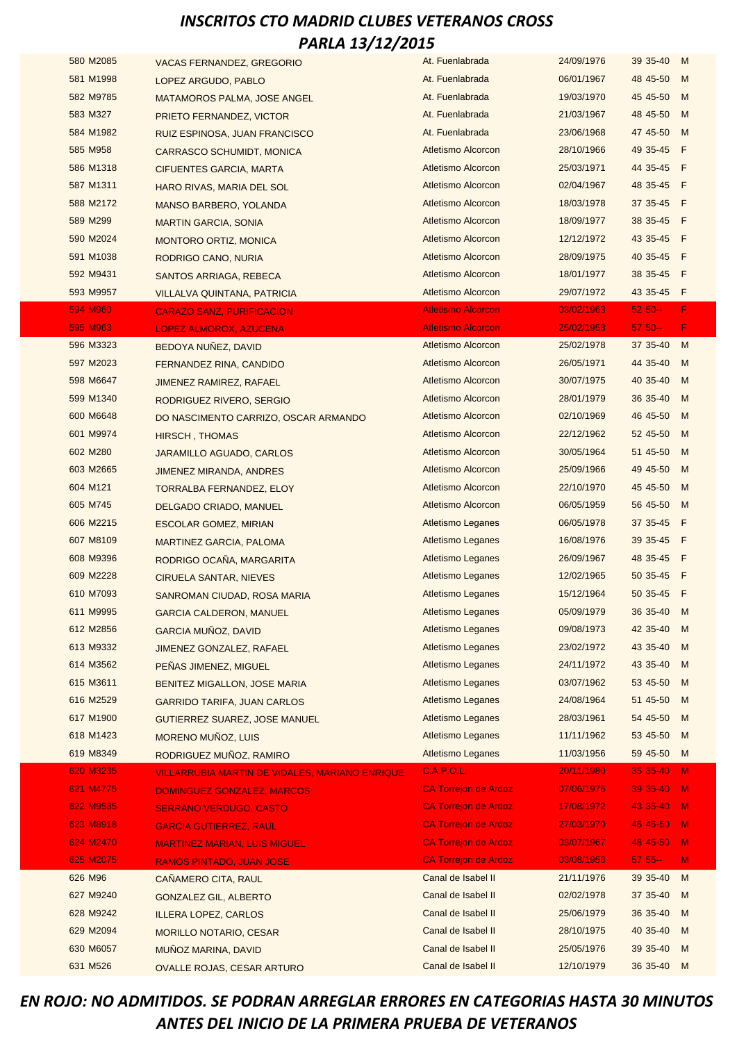# INSCRITOS CTO MADRID CLUBES VETERANOS CROSS

## PARLA 13/12/2015

| | | | | | | | |
|---|---|---|---|---|---|---|---|
| 580 | M2085 | VACAS FERNANDEZ, GREGORIO | At. Fuenlabrada | 24/09/1976 | 39 | 35-40 | M |
| 581 | M1998 | LOPEZ ARGUDO, PABLO | At. Fuenlabrada | 06/01/1967 | 48 | 45-50 | M |
| 582 | M9785 | MATAMOROS PALMA, JOSE ANGEL | At. Fuenlabrada | 19/03/1970 | 45 | 45-50 | M |
| 583 | M327 | PRIETO FERNANDEZ, VICTOR | At. Fuenlabrada | 21/03/1967 | 48 | 45-50 | M |
| 584 | M1982 | RUIZ ESPINOSA, JUAN FRANCISCO | At. Fuenlabrada | 23/06/1968 | 47 | 45-50 | M |
| 585 | M958 | CARRASCO SCHUMIDT, MONICA | Atletismo Alcorcon | 28/10/1966 | 49 | 35-45 | F |
| 586 | M1318 | CIFUENTES GARCIA, MARTA | Atletismo Alcorcon | 25/03/1971 | 44 | 35-45 | F |
| 587 | M1311 | HARO RIVAS, MARIA DEL SOL | Atletismo Alcorcon | 02/04/1967 | 48 | 35-45 | F |
| 588 | M2172 | MANSO BARBERO, YOLANDA | Atletismo Alcorcon | 18/03/1978 | 37 | 35-45 | F |
| 589 | M299 | MARTIN GARCIA, SONIA | Atletismo Alcorcon | 18/09/1977 | 38 | 35-45 | F |
| 590 | M2024 | MONTORO ORTIZ, MONICA | Atletismo Alcorcon | 12/12/1972 | 43 | 35-45 | F |
| 591 | M1038 | RODRIGO CANO, NURIA | Atletismo Alcorcon | 28/09/1975 | 40 | 35-45 | F |
| 592 | M9431 | SANTOS ARRIAGA, REBECA | Atletismo Alcorcon | 18/01/1977 | 38 | 35-45 | F |
| 593 | M9957 | VILLALVA QUINTANA, PATRICIA | Atletismo Alcorcon | 29/07/1972 | 43 | 35-45 | F |
| 594 | M960 | CARAZO SANZ, PURIFICACION | Atletismo Alcorcon | 03/02/1963 | 52 | 50-- | F |
| 595 | M963 | LOPEZ ALMOROX, AZUCENA | Atletismo Alcorcon | 25/02/1958 | 57 | 50-- | F |
| 596 | M3323 | BEDOYA NUÑEZ, DAVID | Atletismo Alcorcon | 25/02/1978 | 37 | 35-40 | M |
| 597 | M2023 | FERNANDEZ RINA, CANDIDO | Atletismo Alcorcon | 26/05/1971 | 44 | 35-40 | M |
| 598 | M6647 | JIMENEZ RAMIREZ, RAFAEL | Atletismo Alcorcon | 30/07/1975 | 40 | 35-40 | M |
| 599 | M1340 | RODRIGUEZ RIVERO, SERGIO | Atletismo Alcorcon | 28/01/1979 | 36 | 35-40 | M |
| 600 | M6648 | DO NASCIMENTO CARRIZO, OSCAR ARMANDO | Atletismo Alcorcon | 02/10/1969 | 46 | 45-50 | M |
| 601 | M9974 | HIRSCH , THOMAS | Atletismo Alcorcon | 22/12/1962 | 52 | 45-50 | M |
| 602 | M280 | JARAMILLO AGUADO, CARLOS | Atletismo Alcorcon | 30/05/1964 | 51 | 45-50 | M |
| 603 | M2665 | JIMENEZ MIRANDA, ANDRES | Atletismo Alcorcon | 25/09/1966 | 49 | 45-50 | M |
| 604 | M121 | TORRALBA FERNANDEZ, ELOY | Atletismo Alcorcon | 22/10/1970 | 45 | 45-50 | M |
| 605 | M745 | DELGADO CRIADO, MANUEL | Atletismo Alcorcon | 06/05/1959 | 56 | 45-50 | M |
| 606 | M2215 | ESCOLAR GOMEZ, MIRIAN | Atletismo Leganes | 06/05/1978 | 37 | 35-45 | F |
| 607 | M8109 | MARTINEZ GARCIA, PALOMA | Atletismo Leganes | 16/08/1976 | 39 | 35-45 | F |
| 608 | M9396 | RODRIGO OCAÑA, MARGARITA | Atletismo Leganes | 26/09/1967 | 48 | 35-45 | F |
| 609 | M2228 | CIRUELA SANTAR, NIEVES | Atletismo Leganes | 12/02/1965 | 50 | 35-45 | F |
| 610 | M7093 | SANROMAN CIUDAD, ROSA MARIA | Atletismo Leganes | 15/12/1964 | 50 | 35-45 | F |
| 611 | M9995 | GARCIA CALDERON, MANUEL | Atletismo Leganes | 05/09/1979 | 36 | 35-40 | M |
| 612 | M2856 | GARCIA MUÑOZ, DAVID | Atletismo Leganes | 09/08/1973 | 42 | 35-40 | M |
| 613 | M9332 | JIMENEZ GONZALEZ, RAFAEL | Atletismo Leganes | 23/02/1972 | 43 | 35-40 | M |
| 614 | M3562 | PEÑAS JIMENEZ, MIGUEL | Atletismo Leganes | 24/11/1972 | 43 | 35-40 | M |
| 615 | M3611 | BENITEZ MIGALLON, JOSE MARIA | Atletismo Leganes | 03/07/1962 | 53 | 45-50 | M |
| 616 | M2529 | GARRIDO TARIFA, JUAN CARLOS | Atletismo Leganes | 24/08/1964 | 51 | 45-50 | M |
| 617 | M1900 | GUTIERREZ SUAREZ, JOSE MANUEL | Atletismo Leganes | 28/03/1961 | 54 | 45-50 | M |
| 618 | M1423 | MORENO MUÑOZ, LUIS | Atletismo Leganes | 11/11/1962 | 53 | 45-50 | M |
| 619 | M8349 | RODRIGUEZ MUÑOZ, RAMIRO | Atletismo Leganes | 11/03/1956 | 59 | 45-50 | M |
| 620 | M3235 | VILLARRUBIA MARTIN DE VIDALES, MARIANO ENRIQUE | C.A.P.O.L. | 20/11/1980 | 35 | 35-40 | M |
| 621 | M4775 | DOMINGUEZ GONZALEZ, MARCOS | CA Torrejon de Ardoz | 07/06/1976 | 39 | 35-40 | M |
| 622 | M9585 | SERRANO VERDUGO, CASTO | CA Torrejon de Ardoz | 17/08/1972 | 43 | 35-40 | M |
| 623 | M8918 | GARCIA GUTIERREZ, RAUL | CA Torrejon de Ardoz | 27/03/1970 | 45 | 45-50 | M |
| 624 | M2470 | MARTINEZ MARIAN, LUIS MIGUEL | CA Torrejon de Ardoz | 03/07/1967 | 48 | 45-50 | M |
| 625 | M2075 | RAMOS PINTADO, JUAN JOSE | CA Torrejon de Ardoz | 03/08/1958 | 57 | 55-- | M |
| 626 | M96 | CAÑAMERO CITA, RAUL | Canal de Isabel II | 21/11/1976 | 39 | 35-40 | M |
| 627 | M9240 | GONZALEZ GIL, ALBERTO | Canal de Isabel II | 02/02/1978 | 37 | 35-40 | M |
| 628 | M9242 | ILLERA LOPEZ, CARLOS | Canal de Isabel II | 25/06/1979 | 36 | 35-40 | M |
| 629 | M2094 | MORILLO NOTARIO, CESAR | Canal de Isabel II | 28/10/1975 | 40 | 35-40 | M |
| 630 | M6057 | MUÑOZ MARINA, DAVID | Canal de Isabel II | 25/05/1976 | 39 | 35-40 | M |
| 631 | M526 | OVALLE ROJAS, CESAR ARTURO | Canal de Isabel II | 12/10/1979 | 36 | 35-40 | M |

*EN ROJO: NO ADMITIDOS. SE PODRAN ARREGLAR ERRORES EN CATEGORIAS HASTA 30 MINUTOS ANTES DEL INICIO DE LA PRIMERA PRUEBA DE VETERANOS*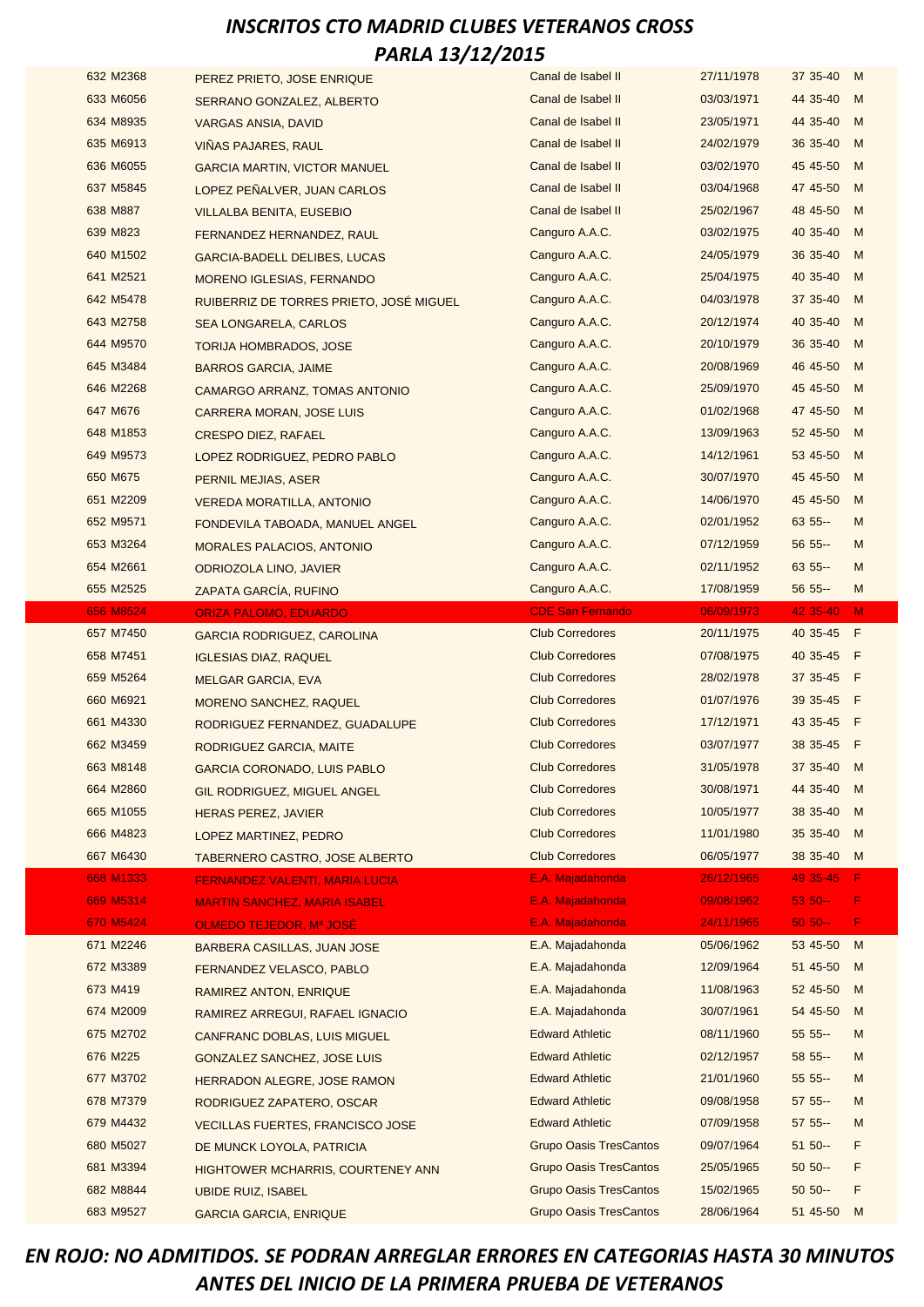# INSCRITOS CTO MADRID CLUBES VETERANOS CROSS

## PARLA 13/12/2015

| | | | | | | | |
|---|---|---|---|---|---|---|---|
| 632 | M2368 | PEREZ PRIETO, JOSE ENRIQUE | Canal de Isabel II | 27/11/1978 | 37 | 35-40 | M |
| 633 | M6056 | SERRANO GONZALEZ, ALBERTO | Canal de Isabel II | 03/03/1971 | 44 | 35-40 | M |
| 634 | M8935 | VARGAS ANSIA, DAVID | Canal de Isabel II | 23/05/1971 | 44 | 35-40 | M |
| 635 | M6913 | VIÑAS PAJARES, RAUL | Canal de Isabel II | 24/02/1979 | 36 | 35-40 | M |
| 636 | M6055 | GARCIA MARTIN, VICTOR MANUEL | Canal de Isabel II | 03/02/1970 | 45 | 45-50 | M |
| 637 | M5845 | LOPEZ PEÑALVER, JUAN CARLOS | Canal de Isabel II | 03/04/1968 | 47 | 45-50 | M |
| 638 | M887 | VILLALBA BENITA, EUSEBIO | Canal de Isabel II | 25/02/1967 | 48 | 45-50 | M |
| 639 | M823 | FERNANDEZ HERNANDEZ, RAUL | Canguro A.A.C. | 03/02/1975 | 40 | 35-40 | M |
| 640 | M1502 | GARCIA-BADELL DELIBES, LUCAS | Canguro A.A.C. | 24/05/1979 | 36 | 35-40 | M |
| 641 | M2521 | MORENO IGLESIAS, FERNANDO | Canguro A.A.C. | 25/04/1975 | 40 | 35-40 | M |
| 642 | M5478 | RUIBERRIZ DE TORRES PRIETO, JOSÉ MIGUEL | Canguro A.A.C. | 04/03/1978 | 37 | 35-40 | M |
| 643 | M2758 | SEA LONGARELA, CARLOS | Canguro A.A.C. | 20/12/1974 | 40 | 35-40 | M |
| 644 | M9570 | TORIJA HOMBRADOS, JOSE | Canguro A.A.C. | 20/10/1979 | 36 | 35-40 | M |
| 645 | M3484 | BARROS GARCIA, JAIME | Canguro A.A.C. | 20/08/1969 | 46 | 45-50 | M |
| 646 | M2268 | CAMARGO ARRANZ, TOMAS ANTONIO | Canguro A.A.C. | 25/09/1970 | 45 | 45-50 | M |
| 647 | M676 | CARRERA MORAN, JOSE LUIS | Canguro A.A.C. | 01/02/1968 | 47 | 45-50 | M |
| 648 | M1853 | CRESPO DIEZ, RAFAEL | Canguro A.A.C. | 13/09/1963 | 52 | 45-50 | M |
| 649 | M9573 | LOPEZ RODRIGUEZ, PEDRO PABLO | Canguro A.A.C. | 14/12/1961 | 53 | 45-50 | M |
| 650 | M675 | PERNIL MEJIAS, ASER | Canguro A.A.C. | 30/07/1970 | 45 | 45-50 | M |
| 651 | M2209 | VEREDA MORATILLA, ANTONIO | Canguro A.A.C. | 14/06/1970 | 45 | 45-50 | M |
| 652 | M9571 | FONDEVILA TABOADA, MANUEL ANGEL | Canguro A.A.C. | 02/01/1952 | 63 | 55-- | M |
| 653 | M3264 | MORALES PALACIOS, ANTONIO | Canguro A.A.C. | 07/12/1959 | 56 | 55-- | M |
| 654 | M2661 | ODRIOZOLA LINO, JAVIER | Canguro A.A.C. | 02/11/1952 | 63 | 55-- | M |
| 655 | M2525 | ZAPATA GARCÍA, RUFINO | Canguro A.A.C. | 17/08/1959 | 56 | 55-- | M |
| 656 | M8524 | ORIZA PALOMO, EDUARDO | CDE San Fernando | 06/09/1973 | 42 | 35-40 | M |
| 657 | M7450 | GARCIA RODRIGUEZ, CAROLINA | Club Corredores | 20/11/1975 | 40 | 35-45 | F |
| 658 | M7451 | IGLESIAS DIAZ, RAQUEL | Club Corredores | 07/08/1975 | 40 | 35-45 | F |
| 659 | M5264 | MELGAR GARCIA, EVA | Club Corredores | 28/02/1978 | 37 | 35-45 | F |
| 660 | M6921 | MORENO SANCHEZ, RAQUEL | Club Corredores | 01/07/1976 | 39 | 35-45 | F |
| 661 | M4330 | RODRIGUEZ FERNANDEZ, GUADALUPE | Club Corredores | 17/12/1971 | 43 | 35-45 | F |
| 662 | M3459 | RODRIGUEZ GARCIA, MAITE | Club Corredores | 03/07/1977 | 38 | 35-45 | F |
| 663 | M8148 | GARCIA CORONADO, LUIS PABLO | Club Corredores | 31/05/1978 | 37 | 35-40 | M |
| 664 | M2860 | GIL RODRIGUEZ, MIGUEL ANGEL | Club Corredores | 30/08/1971 | 44 | 35-40 | M |
| 665 | M1055 | HERAS PEREZ, JAVIER | Club Corredores | 10/05/1977 | 38 | 35-40 | M |
| 666 | M4823 | LOPEZ MARTINEZ, PEDRO | Club Corredores | 11/01/1980 | 35 | 35-40 | M |
| 667 | M6430 | TABERNERO CASTRO, JOSE ALBERTO | Club Corredores | 06/05/1977 | 38 | 35-40 | M |
| 668 | M1333 | FERNANDEZ VALENTI, MARIA LUCIA | E.A. Majadahonda | 26/12/1965 | 49 | 35-45 | F |
| 669 | M5314 | MARTIN SANCHEZ, MARIA ISABEL | E.A. Majadahonda | 09/08/1962 | 53 | 50-- | F |
| 670 | M5424 | OLMEDO TEJEDOR, Mª JOSÉ | E.A. Majadahonda | 24/11/1965 | 50 | 50-- | F |
| 671 | M2246 | BARBERA CASILLAS, JUAN JOSE | E.A. Majadahonda | 05/06/1962 | 53 | 45-50 | M |
| 672 | M3389 | FERNANDEZ VELASCO, PABLO | E.A. Majadahonda | 12/09/1964 | 51 | 45-50 | M |
| 673 | M419 | RAMIREZ ANTON, ENRIQUE | E.A. Majadahonda | 11/08/1963 | 52 | 45-50 | M |
| 674 | M2009 | RAMIREZ ARREGUI, RAFAEL IGNACIO | E.A. Majadahonda | 30/07/1961 | 54 | 45-50 | M |
| 675 | M2702 | CANFRANC DOBLAS, LUIS MIGUEL | Edward Athletic | 08/11/1960 | 55 | 55-- | M |
| 676 | M225 | GONZALEZ SANCHEZ, JOSE LUIS | Edward Athletic | 02/12/1957 | 58 | 55-- | M |
| 677 | M3702 | HERRADON ALEGRE, JOSE RAMON | Edward Athletic | 21/01/1960 | 55 | 55-- | M |
| 678 | M7379 | RODRIGUEZ ZAPATERO, OSCAR | Edward Athletic | 09/08/1958 | 57 | 55-- | M |
| 679 | M4432 | VECILLAS FUERTES, FRANCISCO JOSE | Edward Athletic | 07/09/1958 | 57 | 55-- | M |
| 680 | M5027 | DE MUNCK LOYOLA, PATRICIA | Grupo Oasis TresCantos | 09/07/1964 | 51 | 50-- | F |
| 681 | M3394 | HIGHTOWER MCHARRIS, COURTENEY ANN | Grupo Oasis TresCantos | 25/05/1965 | 50 | 50-- | F |
| 682 | M8844 | UBIDE RUIZ, ISABEL | Grupo Oasis TresCantos | 15/02/1965 | 50 | 50-- | F |
| 683 | M9527 | GARCIA GARCIA, ENRIQUE | Grupo Oasis TresCantos | 28/06/1964 | 51 | 45-50 | M |

*EN ROJO: NO ADMITIDOS. SE PODRAN ARREGLAR ERRORES EN CATEGORIAS HASTA 30 MINUTOS ANTES DEL INICIO DE LA PRIMERA PRUEBA DE VETERANOS*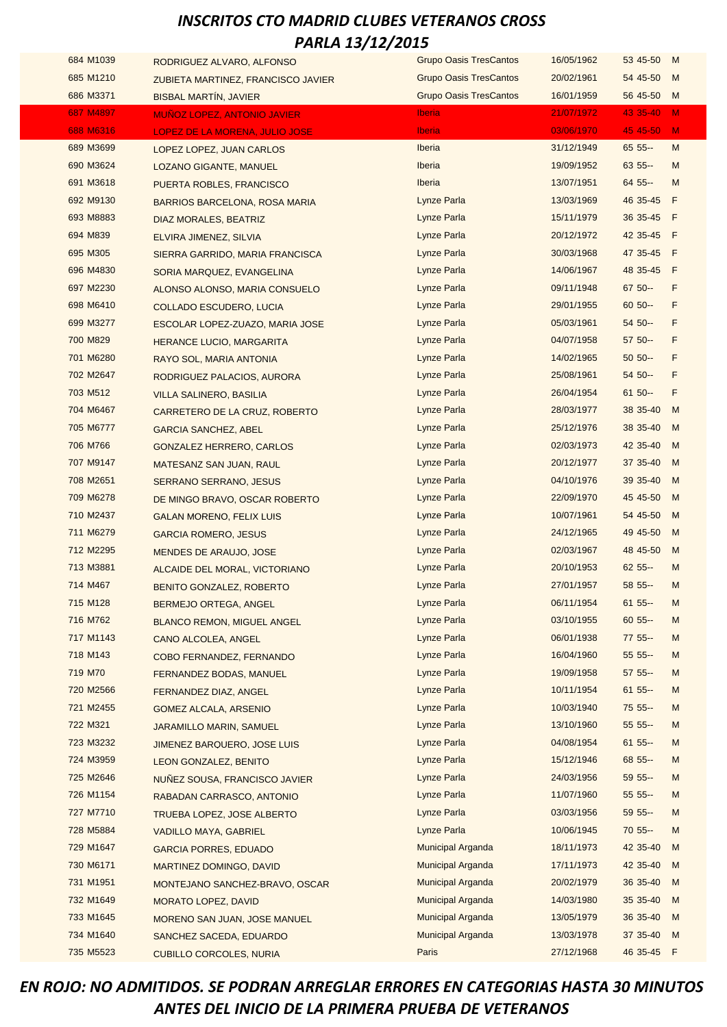# *INSCRITOS CTO MADRID CLUBES VETERANOS CROSS*
# *PARLA 13/12/2015*

| | | | | | | | |
|---|---|---|---|---|---|---|---|
| 684 | M1039 | RODRIGUEZ ALVARO, ALFONSO | Grupo Oasis TresCantos | 16/05/1962 | 53 | 45-50 | M |
| 685 | M1210 | ZUBIETA MARTINEZ, FRANCISCO JAVIER | Grupo Oasis TresCantos | 20/02/1961 | 54 | 45-50 | M |
| 686 | M3371 | BISBAL MARTÍN, JAVIER | Grupo Oasis TresCantos | 16/01/1959 | 56 | 45-50 | M |
| 687 | M4897 | MUÑOZ LOPEZ, ANTONIO JAVIER | Iberia | 21/07/1972 | 43 | 35-40 | M |
| 688 | M6316 | LOPEZ DE LA MORENA, JULIO JOSE | Iberia | 03/06/1970 | 45 | 45-50 | M |
| 689 | M3699 | LOPEZ LOPEZ, JUAN CARLOS | Iberia | 31/12/1949 | 65 | 55-- | M |
| 690 | M3624 | LOZANO GIGANTE, MANUEL | Iberia | 19/09/1952 | 63 | 55-- | M |
| 691 | M3618 | PUERTA ROBLES, FRANCISCO | Iberia | 13/07/1951 | 64 | 55-- | M |
| 692 | M9130 | BARRIOS BARCELONA, ROSA MARIA | Lynze Parla | 13/03/1969 | 46 | 35-45 | F |
| 693 | M8883 | DIAZ MORALES, BEATRIZ | Lynze Parla | 15/11/1979 | 36 | 35-45 | F |
| 694 | M839 | ELVIRA JIMENEZ, SILVIA | Lynze Parla | 20/12/1972 | 42 | 35-45 | F |
| 695 | M305 | SIERRA GARRIDO, MARIA FRANCISCA | Lynze Parla | 30/03/1968 | 47 | 35-45 | F |
| 696 | M4830 | SORIA MARQUEZ, EVANGELINA | Lynze Parla | 14/06/1967 | 48 | 35-45 | F |
| 697 | M2230 | ALONSO ALONSO, MARIA CONSUELO | Lynze Parla | 09/11/1948 | 67 | 50-- | F |
| 698 | M6410 | COLLADO ESCUDERO, LUCIA | Lynze Parla | 29/01/1955 | 60 | 50-- | F |
| 699 | M3277 | ESCOLAR LOPEZ-ZUAZO, MARIA JOSE | Lynze Parla | 05/03/1961 | 54 | 50-- | F |
| 700 | M829 | HERANCE LUCIO, MARGARITA | Lynze Parla | 04/07/1958 | 57 | 50-- | F |
| 701 | M6280 | RAYO SOL, MARIA ANTONIA | Lynze Parla | 14/02/1965 | 50 | 50-- | F |
| 702 | M2647 | RODRIGUEZ PALACIOS, AURORA | Lynze Parla | 25/08/1961 | 54 | 50-- | F |
| 703 | M512 | VILLA SALINERO, BASILIA | Lynze Parla | 26/04/1954 | 61 | 50-- | F |
| 704 | M6467 | CARRETERO DE LA CRUZ, ROBERTO | Lynze Parla | 28/03/1977 | 38 | 35-40 | M |
| 705 | M6777 | GARCIA SANCHEZ, ABEL | Lynze Parla | 25/12/1976 | 38 | 35-40 | M |
| 706 | M766 | GONZALEZ HERRERO, CARLOS | Lynze Parla | 02/03/1973 | 42 | 35-40 | M |
| 707 | M9147 | MATESANZ SAN JUAN, RAUL | Lynze Parla | 20/12/1977 | 37 | 35-40 | M |
| 708 | M2651 | SERRANO SERRANO, JESUS | Lynze Parla | 04/10/1976 | 39 | 35-40 | M |
| 709 | M6278 | DE MINGO BRAVO, OSCAR ROBERTO | Lynze Parla | 22/09/1970 | 45 | 45-50 | M |
| 710 | M2437 | GALAN MORENO, FELIX LUIS | Lynze Parla | 10/07/1961 | 54 | 45-50 | M |
| 711 | M6279 | GARCIA ROMERO, JESUS | Lynze Parla | 24/12/1965 | 49 | 45-50 | M |
| 712 | M2295 | MENDES DE ARAUJO, JOSE | Lynze Parla | 02/03/1967 | 48 | 45-50 | M |
| 713 | M3881 | ALCAIDE DEL MORAL, VICTORIANO | Lynze Parla | 20/10/1953 | 62 | 55-- | M |
| 714 | M467 | BENITO GONZALEZ, ROBERTO | Lynze Parla | 27/01/1957 | 58 | 55-- | M |
| 715 | M128 | BERMEJO ORTEGA, ANGEL | Lynze Parla | 06/11/1954 | 61 | 55-- | M |
| 716 | M762 | BLANCO REMON, MIGUEL ANGEL | Lynze Parla | 03/10/1955 | 60 | 55-- | M |
| 717 | M1143 | CANO ALCOLEA, ANGEL | Lynze Parla | 06/01/1938 | 77 | 55-- | M |
| 718 | M143 | COBO FERNANDEZ, FERNANDO | Lynze Parla | 16/04/1960 | 55 | 55-- | M |
| 719 | M70 | FERNANDEZ BODAS, MANUEL | Lynze Parla | 19/09/1958 | 57 | 55-- | M |
| 720 | M2566 | FERNANDEZ DIAZ, ANGEL | Lynze Parla | 10/11/1954 | 61 | 55-- | M |
| 721 | M2455 | GOMEZ ALCALA, ARSENIO | Lynze Parla | 10/03/1940 | 75 | 55-- | M |
| 722 | M321 | JARAMILLO MARIN, SAMUEL | Lynze Parla | 13/10/1960 | 55 | 55-- | M |
| 723 | M3232 | JIMENEZ BARQUERO, JOSE LUIS | Lynze Parla | 04/08/1954 | 61 | 55-- | M |
| 724 | M3959 | LEON GONZALEZ, BENITO | Lynze Parla | 15/12/1946 | 68 | 55-- | M |
| 725 | M2646 | NUÑEZ SOUSA, FRANCISCO JAVIER | Lynze Parla | 24/03/1956 | 59 | 55-- | M |
| 726 | M1154 | RABADAN CARRASCO, ANTONIO | Lynze Parla | 11/07/1960 | 55 | 55-- | M |
| 727 | M7710 | TRUEBA LOPEZ, JOSE ALBERTO | Lynze Parla | 03/03/1956 | 59 | 55-- | M |
| 728 | M5884 | VADILLO MAYA, GABRIEL | Lynze Parla | 10/06/1945 | 70 | 55-- | M |
| 729 | M1647 | GARCIA PORRES, EDUADO | Municipal Arganda | 18/11/1973 | 42 | 35-40 | M |
| 730 | M6171 | MARTINEZ DOMINGO, DAVID | Municipal Arganda | 17/11/1973 | 42 | 35-40 | M |
| 731 | M1951 | MONTEJANO SANCHEZ-BRAVO, OSCAR | Municipal Arganda | 20/02/1979 | 36 | 35-40 | M |
| 732 | M1649 | MORATO LOPEZ, DAVID | Municipal Arganda | 14/03/1980 | 35 | 35-40 | M |
| 733 | M1645 | MORENO SAN JUAN, JOSE MANUEL | Municipal Arganda | 13/05/1979 | 36 | 35-40 | M |
| 734 | M1640 | SANCHEZ SACEDA, EDUARDO | Municipal Arganda | 13/03/1978 | 37 | 35-40 | M |
| 735 | M5523 | CUBILLO CORCOLES, NURIA | Paris | 27/12/1968 | 46 | 35-45 | F |

*EN ROJO: NO ADMITIDOS. SE PODRAN ARREGLAR ERRORES EN CATEGORIAS HASTA 30 MINUTOS ANTES DEL INICIO DE LA PRIMERA PRUEBA DE VETERANOS*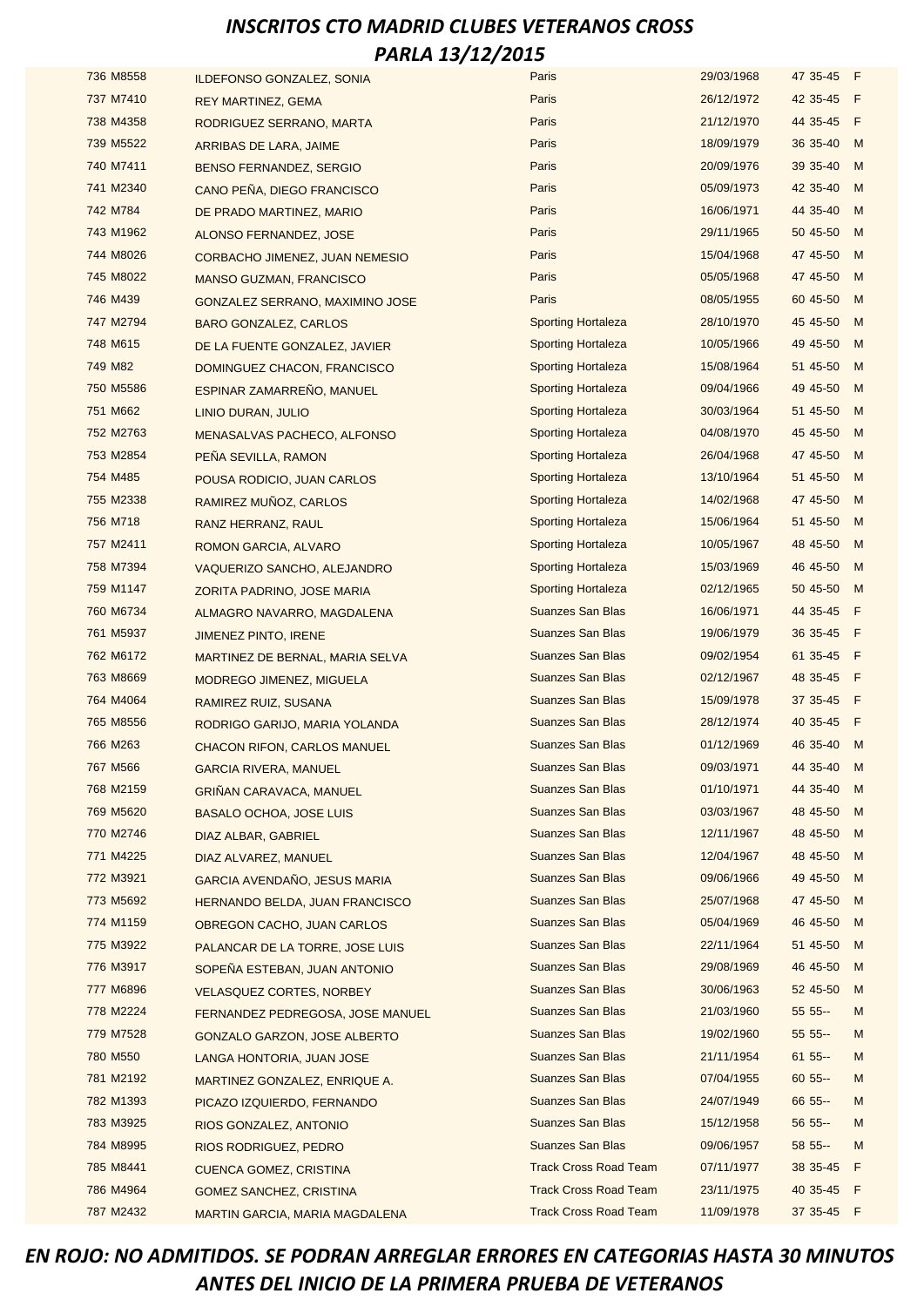## INSCRITOS CTO MADRID CLUBES VETERANOS CROSS PARLA 13/12/2015

| | | | | | | | |
|---|---|---|---|---|---|---|---|
| 736 | M8558 | ILDEFONSO GONZALEZ, SONIA | Paris | 29/03/1968 | 47 | 35-45 | F |
| 737 | M7410 | REY MARTINEZ, GEMA | Paris | 26/12/1972 | 42 | 35-45 | F |
| 738 | M4358 | RODRIGUEZ SERRANO, MARTA | Paris | 21/12/1970 | 44 | 35-45 | F |
| 739 | M5522 | ARRIBAS DE LARA, JAIME | Paris | 18/09/1979 | 36 | 35-40 | M |
| 740 | M7411 | BENSO FERNANDEZ, SERGIO | Paris | 20/09/1976 | 39 | 35-40 | M |
| 741 | M2340 | CANO PEÑA, DIEGO FRANCISCO | Paris | 05/09/1973 | 42 | 35-40 | M |
| 742 | M784 | DE PRADO MARTINEZ, MARIO | Paris | 16/06/1971 | 44 | 35-40 | M |
| 743 | M1962 | ALONSO FERNANDEZ, JOSE | Paris | 29/11/1965 | 50 | 45-50 | M |
| 744 | M8026 | CORBACHO JIMENEZ, JUAN NEMESIO | Paris | 15/04/1968 | 47 | 45-50 | M |
| 745 | M8022 | MANSO GUZMAN, FRANCISCO | Paris | 05/05/1968 | 47 | 45-50 | M |
| 746 | M439 | GONZALEZ SERRANO, MAXIMINO JOSE | Paris | 08/05/1955 | 60 | 45-50 | M |
| 747 | M2794 | BARO GONZALEZ, CARLOS | Sporting Hortaleza | 28/10/1970 | 45 | 45-50 | M |
| 748 | M615 | DE LA FUENTE GONZALEZ, JAVIER | Sporting Hortaleza | 10/05/1966 | 49 | 45-50 | M |
| 749 | M82 | DOMINGUEZ CHACON, FRANCISCO | Sporting Hortaleza | 15/08/1964 | 51 | 45-50 | M |
| 750 | M5586 | ESPINAR ZAMARREÑO, MANUEL | Sporting Hortaleza | 09/04/1966 | 49 | 45-50 | M |
| 751 | M662 | LINIO DURAN, JULIO | Sporting Hortaleza | 30/03/1964 | 51 | 45-50 | M |
| 752 | M2763 | MENASALVAS PACHECO, ALFONSO | Sporting Hortaleza | 04/08/1970 | 45 | 45-50 | M |
| 753 | M2854 | PEÑA SEVILLA, RAMON | Sporting Hortaleza | 26/04/1968 | 47 | 45-50 | M |
| 754 | M485 | POUSA RODICIO, JUAN CARLOS | Sporting Hortaleza | 13/10/1964 | 51 | 45-50 | M |
| 755 | M2338 | RAMIREZ MUÑOZ, CARLOS | Sporting Hortaleza | 14/02/1968 | 47 | 45-50 | M |
| 756 | M718 | RANZ HERRANZ, RAUL | Sporting Hortaleza | 15/06/1964 | 51 | 45-50 | M |
| 757 | M2411 | ROMON GARCIA, ALVARO | Sporting Hortaleza | 10/05/1967 | 48 | 45-50 | M |
| 758 | M7394 | VAQUERIZO SANCHO, ALEJANDRO | Sporting Hortaleza | 15/03/1969 | 46 | 45-50 | M |
| 759 | M1147 | ZORITA PADRINO, JOSE MARIA | Sporting Hortaleza | 02/12/1965 | 50 | 45-50 | M |
| 760 | M6734 | ALMAGRO NAVARRO, MAGDALENA | Suanzes San Blas | 16/06/1971 | 44 | 35-45 | F |
| 761 | M5937 | JIMENEZ PINTO, IRENE | Suanzes San Blas | 19/06/1979 | 36 | 35-45 | F |
| 762 | M6172 | MARTINEZ DE BERNAL, MARIA SELVA | Suanzes San Blas | 09/02/1954 | 61 | 35-45 | F |
| 763 | M8669 | MODREGO JIMENEZ, MIGUELA | Suanzes San Blas | 02/12/1967 | 48 | 35-45 | F |
| 764 | M4064 | RAMIREZ RUIZ, SUSANA | Suanzes San Blas | 15/09/1978 | 37 | 35-45 | F |
| 765 | M8556 | RODRIGO GARIJO, MARIA YOLANDA | Suanzes San Blas | 28/12/1974 | 40 | 35-45 | F |
| 766 | M263 | CHACON RIFON, CARLOS MANUEL | Suanzes San Blas | 01/12/1969 | 46 | 35-40 | M |
| 767 | M566 | GARCIA RIVERA, MANUEL | Suanzes San Blas | 09/03/1971 | 44 | 35-40 | M |
| 768 | M2159 | GRIÑAN CARAVACA, MANUEL | Suanzes San Blas | 01/10/1971 | 44 | 35-40 | M |
| 769 | M5620 | BASALO OCHOA, JOSE LUIS | Suanzes San Blas | 03/03/1967 | 48 | 45-50 | M |
| 770 | M2746 | DIAZ ALBAR, GABRIEL | Suanzes San Blas | 12/11/1967 | 48 | 45-50 | M |
| 771 | M4225 | DIAZ ALVAREZ, MANUEL | Suanzes San Blas | 12/04/1967 | 48 | 45-50 | M |
| 772 | M3921 | GARCIA AVENDAÑO, JESUS MARIA | Suanzes San Blas | 09/06/1966 | 49 | 45-50 | M |
| 773 | M5692 | HERNANDO BELDA, JUAN FRANCISCO | Suanzes San Blas | 25/07/1968 | 47 | 45-50 | M |
| 774 | M1159 | OBREGON CACHO, JUAN CARLOS | Suanzes San Blas | 05/04/1969 | 46 | 45-50 | M |
| 775 | M3922 | PALANCAR DE LA TORRE, JOSE LUIS | Suanzes San Blas | 22/11/1964 | 51 | 45-50 | M |
| 776 | M3917 | SOPEÑA ESTEBAN, JUAN ANTONIO | Suanzes San Blas | 29/08/1969 | 46 | 45-50 | M |
| 777 | M6896 | VELASQUEZ CORTES, NORBEY | Suanzes San Blas | 30/06/1963 | 52 | 45-50 | M |
| 778 | M2224 | FERNANDEZ PEDREGOSA, JOSE MANUEL | Suanzes San Blas | 21/03/1960 | 55 | 55-- | M |
| 779 | M7528 | GONZALO GARZON, JOSE ALBERTO | Suanzes San Blas | 19/02/1960 | 55 | 55-- | M |
| 780 | M550 | LANGA HONTORIA, JUAN JOSE | Suanzes San Blas | 21/11/1954 | 61 | 55-- | M |
| 781 | M2192 | MARTINEZ GONZALEZ, ENRIQUE A. | Suanzes San Blas | 07/04/1955 | 60 | 55-- | M |
| 782 | M1393 | PICAZO IZQUIERDO, FERNANDO | Suanzes San Blas | 24/07/1949 | 66 | 55-- | M |
| 783 | M3925 | RIOS GONZALEZ, ANTONIO | Suanzes San Blas | 15/12/1958 | 56 | 55-- | M |
| 784 | M8995 | RIOS RODRIGUEZ, PEDRO | Suanzes San Blas | 09/06/1957 | 58 | 55-- | M |
| 785 | M8441 | CUENCA GOMEZ, CRISTINA | Track Cross Road Team | 07/11/1977 | 38 | 35-45 | F |
| 786 | M4964 | GOMEZ SANCHEZ, CRISTINA | Track Cross Road Team | 23/11/1975 | 40 | 35-45 | F |
| 787 | M2432 | MARTIN GARCIA, MARIA MAGDALENA | Track Cross Road Team | 11/09/1978 | 37 | 35-45 | F |

***EN ROJO: NO ADMITIDOS. SE PODRAN ARREGLAR ERRORES EN CATEGORIAS HASTA 30 MINUTOS ANTES DEL INICIO DE LA PRIMERA PRUEBA DE VETERANOS***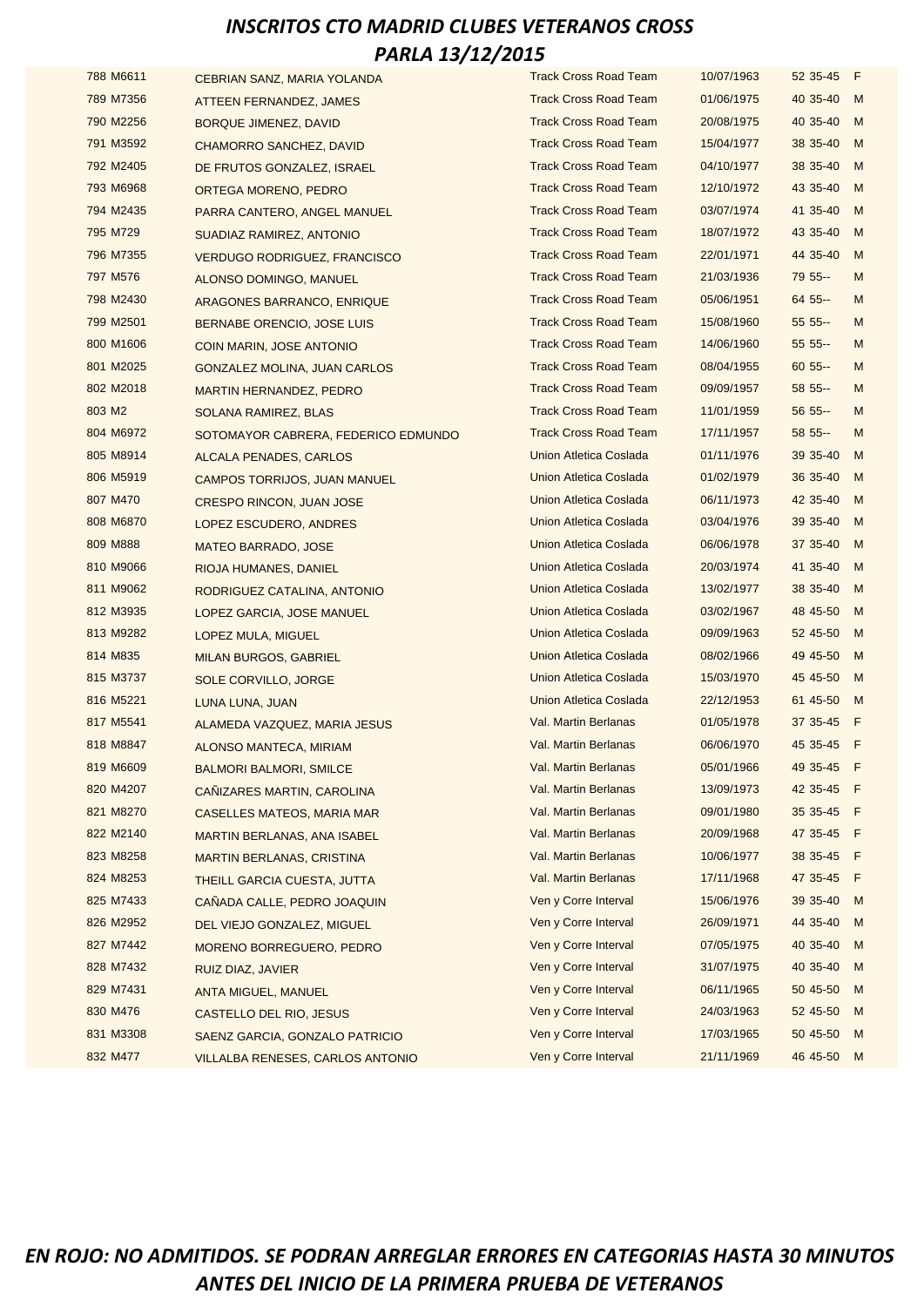# INSCRITOS CTO MADRID CLUBES VETERANOS CROSS
## PARLA 13/12/2015

| | | | | | | | |
|---|---|---|---|---|---|---|---|
| 788 | M6611 | CEBRIAN SANZ, MARIA YOLANDA | Track Cross Road Team | 10/07/1963 | 52 | 35-45 | F |
| 789 | M7356 | ATTEEN FERNANDEZ, JAMES | Track Cross Road Team | 01/06/1975 | 40 | 35-40 | M |
| 790 | M2256 | BORQUE JIMENEZ, DAVID | Track Cross Road Team | 20/08/1975 | 40 | 35-40 | M |
| 791 | M3592 | CHAMORRO SANCHEZ, DAVID | Track Cross Road Team | 15/04/1977 | 38 | 35-40 | M |
| 792 | M2405 | DE FRUTOS GONZALEZ, ISRAEL | Track Cross Road Team | 04/10/1977 | 38 | 35-40 | M |
| 793 | M6968 | ORTEGA MORENO, PEDRO | Track Cross Road Team | 12/10/1972 | 43 | 35-40 | M |
| 794 | M2435 | PARRA CANTERO, ANGEL MANUEL | Track Cross Road Team | 03/07/1974 | 41 | 35-40 | M |
| 795 | M729 | SUADIAZ RAMIREZ, ANTONIO | Track Cross Road Team | 18/07/1972 | 43 | 35-40 | M |
| 796 | M7355 | VERDUGO RODRIGUEZ, FRANCISCO | Track Cross Road Team | 22/01/1971 | 44 | 35-40 | M |
| 797 | M576 | ALONSO DOMINGO, MANUEL | Track Cross Road Team | 21/03/1936 | 79 | 55-- | M |
| 798 | M2430 | ARAGONES BARRANCO, ENRIQUE | Track Cross Road Team | 05/06/1951 | 64 | 55-- | M |
| 799 | M2501 | BERNABE ORENCIO, JOSE LUIS | Track Cross Road Team | 15/08/1960 | 55 | 55-- | M |
| 800 | M1606 | COIN MARIN, JOSE ANTONIO | Track Cross Road Team | 14/06/1960 | 55 | 55-- | M |
| 801 | M2025 | GONZALEZ MOLINA, JUAN CARLOS | Track Cross Road Team | 08/04/1955 | 60 | 55-- | M |
| 802 | M2018 | MARTIN HERNANDEZ, PEDRO | Track Cross Road Team | 09/09/1957 | 58 | 55-- | M |
| 803 | M2 | SOLANA RAMIREZ, BLAS | Track Cross Road Team | 11/01/1959 | 56 | 55-- | M |
| 804 | M6972 | SOTOMAYOR CABRERA, FEDERICO EDMUNDO | Track Cross Road Team | 17/11/1957 | 58 | 55-- | M |
| 805 | M8914 | ALCALA PENADES, CARLOS | Union Atletica Coslada | 01/11/1976 | 39 | 35-40 | M |
| 806 | M5919 | CAMPOS TORRIJOS, JUAN MANUEL | Union Atletica Coslada | 01/02/1979 | 36 | 35-40 | M |
| 807 | M470 | CRESPO RINCON, JUAN JOSE | Union Atletica Coslada | 06/11/1973 | 42 | 35-40 | M |
| 808 | M6870 | LOPEZ ESCUDERO, ANDRES | Union Atletica Coslada | 03/04/1976 | 39 | 35-40 | M |
| 809 | M888 | MATEO BARRADO, JOSE | Union Atletica Coslada | 06/06/1978 | 37 | 35-40 | M |
| 810 | M9066 | RIOJA HUMANES, DANIEL | Union Atletica Coslada | 20/03/1974 | 41 | 35-40 | M |
| 811 | M9062 | RODRIGUEZ CATALINA, ANTONIO | Union Atletica Coslada | 13/02/1977 | 38 | 35-40 | M |
| 812 | M3935 | LOPEZ GARCIA, JOSE MANUEL | Union Atletica Coslada | 03/02/1967 | 48 | 45-50 | M |
| 813 | M9282 | LOPEZ MULA, MIGUEL | Union Atletica Coslada | 09/09/1963 | 52 | 45-50 | M |
| 814 | M835 | MILAN BURGOS, GABRIEL | Union Atletica Coslada | 08/02/1966 | 49 | 45-50 | M |
| 815 | M3737 | SOLE CORVILLO, JORGE | Union Atletica Coslada | 15/03/1970 | 45 | 45-50 | M |
| 816 | M5221 | LUNA LUNA, JUAN | Union Atletica Coslada | 22/12/1953 | 61 | 45-50 | M |
| 817 | M5541 | ALAMEDA VAZQUEZ, MARIA JESUS | Val. Martin Berlanas | 01/05/1978 | 37 | 35-45 | F |
| 818 | M8847 | ALONSO MANTECA, MIRIAM | Val. Martin Berlanas | 06/06/1970 | 45 | 35-45 | F |
| 819 | M6609 | BALMORI BALMORI, SMILCE | Val. Martin Berlanas | 05/01/1966 | 49 | 35-45 | F |
| 820 | M4207 | CAÑIZARES MARTIN, CAROLINA | Val. Martin Berlanas | 13/09/1973 | 42 | 35-45 | F |
| 821 | M8270 | CASELLES MATEOS, MARIA MAR | Val. Martin Berlanas | 09/01/1980 | 35 | 35-45 | F |
| 822 | M2140 | MARTIN BERLANAS, ANA ISABEL | Val. Martin Berlanas | 20/09/1968 | 47 | 35-45 | F |
| 823 | M8258 | MARTIN BERLANAS, CRISTINA | Val. Martin Berlanas | 10/06/1977 | 38 | 35-45 | F |
| 824 | M8253 | THEILL GARCIA CUESTA, JUTTA | Val. Martin Berlanas | 17/11/1968 | 47 | 35-45 | F |
| 825 | M7433 | CAÑADA CALLE, PEDRO JOAQUIN | Ven y Corre Interval | 15/06/1976 | 39 | 35-40 | M |
| 826 | M2952 | DEL VIEJO GONZALEZ, MIGUEL | Ven y Corre Interval | 26/09/1971 | 44 | 35-40 | M |
| 827 | M7442 | MORENO BORREGUERO, PEDRO | Ven y Corre Interval | 07/05/1975 | 40 | 35-40 | M |
| 828 | M7432 | RUIZ DIAZ, JAVIER | Ven y Corre Interval | 31/07/1975 | 40 | 35-40 | M |
| 829 | M7431 | ANTA MIGUEL, MANUEL | Ven y Corre Interval | 06/11/1965 | 50 | 45-50 | M |
| 830 | M476 | CASTELLO DEL RIO, JESUS | Ven y Corre Interval | 24/03/1963 | 52 | 45-50 | M |
| 831 | M3308 | SAENZ GARCIA, GONZALO PATRICIO | Ven y Corre Interval | 17/03/1965 | 50 | 45-50 | M |
| 832 | M477 | VILLALBA RENESES, CARLOS ANTONIO | Ven y Corre Interval | 21/11/1969 | 46 | 45-50 | M |

*EN ROJO: NO ADMITIDOS. SE PODRAN ARREGLAR ERRORES EN CATEGORIAS HASTA 30 MINUTOS ANTES DEL INICIO DE LA PRIMERA PRUEBA DE VETERANOS*